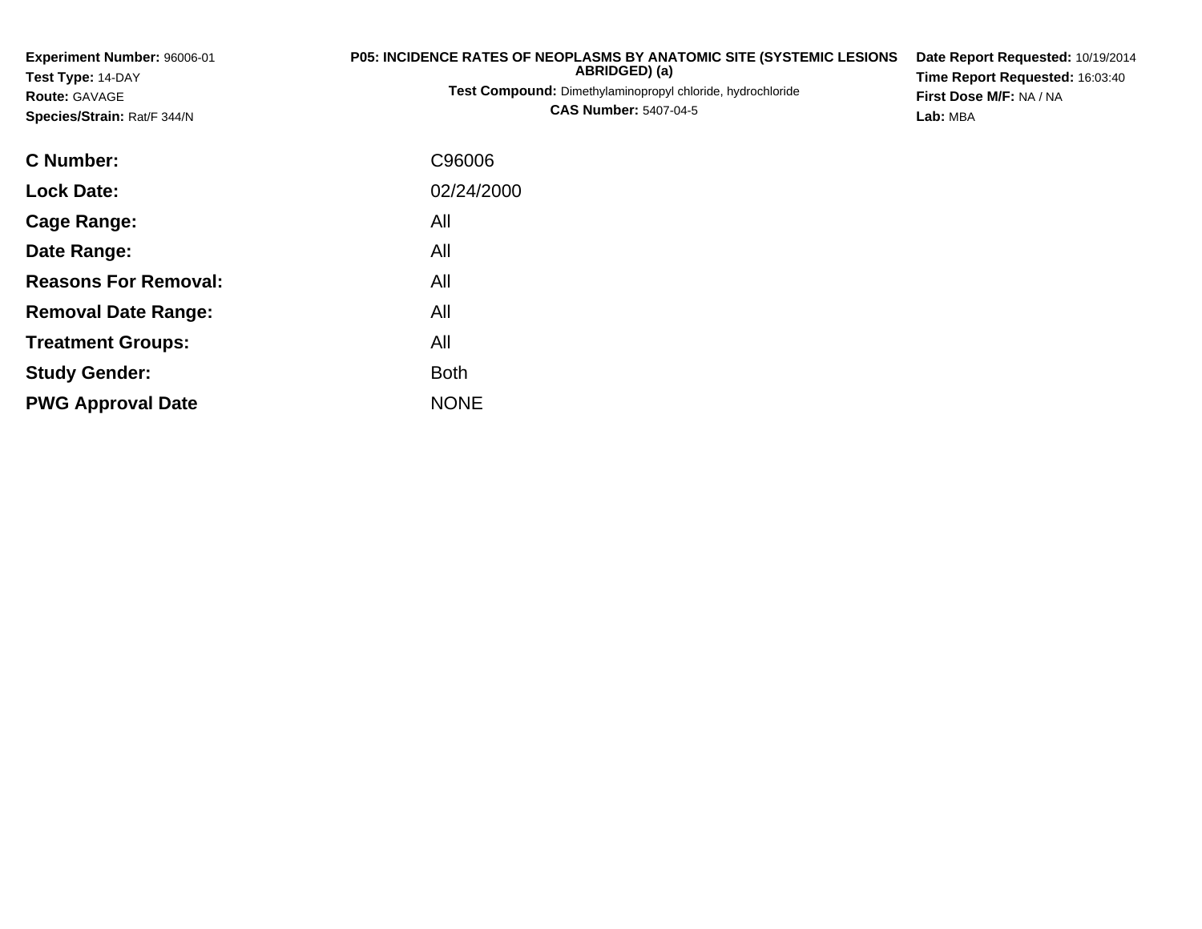**Experiment Number:** 96006-01
**Test Type:** 14-DAY
**Route:** GAVAGE
**Species/Strain:** Rat/F 344/N

**P05: INCIDENCE RATES OF NEOPLASMS BY ANATOMIC SITE (SYSTEMIC LESIONS ABRIDGED) (a)**
**Test Compound:** Dimethylaminopropyl chloride, hydrochloride
**CAS Number:** 5407-04-5

**Date Report Requested:** 10/19/2014
**Time Report Requested:** 16:03:40
**First Dose M/F:** NA / NA
**Lab:** MBA

| | |
|---|---|
| **C Number:** | C96006 |
| **Lock Date:** | 02/24/2000 |
| **Cage Range:** | All |
| **Date Range:** | All |
| **Reasons For Removal:** | All |
| **Removal Date Range:** | All |
| **Treatment Groups:** | All |
| **Study Gender:** | Both |
| **PWG Approval Date** | NONE |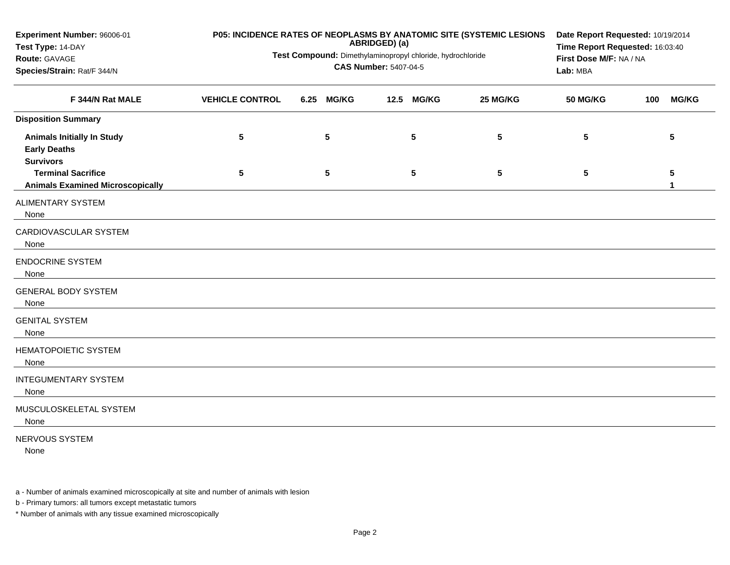**Experiment Number:** 96006-01
**Test Type:** 14-DAY
**Route:** GAVAGE
**Species/Strain:** Rat/F 344/N

**P05: INCIDENCE RATES OF NEOPLASMS BY ANATOMIC SITE (SYSTEMIC LESIONS ABRIDGED) (a)**
**Test Compound:** Dimethylaminopropyl chloride, hydrochloride
**CAS Number:** 5407-04-5

**Date Report Requested:** 10/19/2014
**Time Report Requested:** 16:03:40
**First Dose M/F:** NA / NA
**Lab:** MBA

| F 344/N Rat MALE | VEHICLE CONTROL | 6.25 MG/KG | 12.5 MG/KG | 25 MG/KG | 50 MG/KG | 100 MG/KG |
|---|---|---|---|---|---|---|
| **Disposition Summary** | | | | | | |
| **Animals Initially In Study** | 5 | 5 | 5 | 5 | 5 | 5 |
| **Early Deaths** | | | | | | |
| **Survivors** | | | | | | |
| **Terminal Sacrifice** | 5 | 5 | 5 | 5 | 5 | 5 |
| **Animals Examined Microscopically** | | | | | | 1 |
| ALIMENTARY SYSTEM | | | | | | |
| None | | | | | | |
| CARDIOVASCULAR SYSTEM | | | | | | |
| None | | | | | | |
| ENDOCRINE SYSTEM | | | | | | |
| None | | | | | | |
| GENERAL BODY SYSTEM | | | | | | |
| None | | | | | | |
| GENITAL SYSTEM | | | | | | |
| None | | | | | | |
| HEMATOPOIETIC SYSTEM | | | | | | |
| None | | | | | | |
| INTEGUMENTARY SYSTEM | | | | | | |
| None | | | | | | |
| MUSCULOSKELETAL SYSTEM | | | | | | |
| None | | | | | | |
| NERVOUS SYSTEM | | | | | | |
| None | | | | | | |

a - Number of animals examined microscopically at site and number of animals with lesion

b - Primary tumors: all tumors except metastatic tumors

* Number of animals with any tissue examined microscopically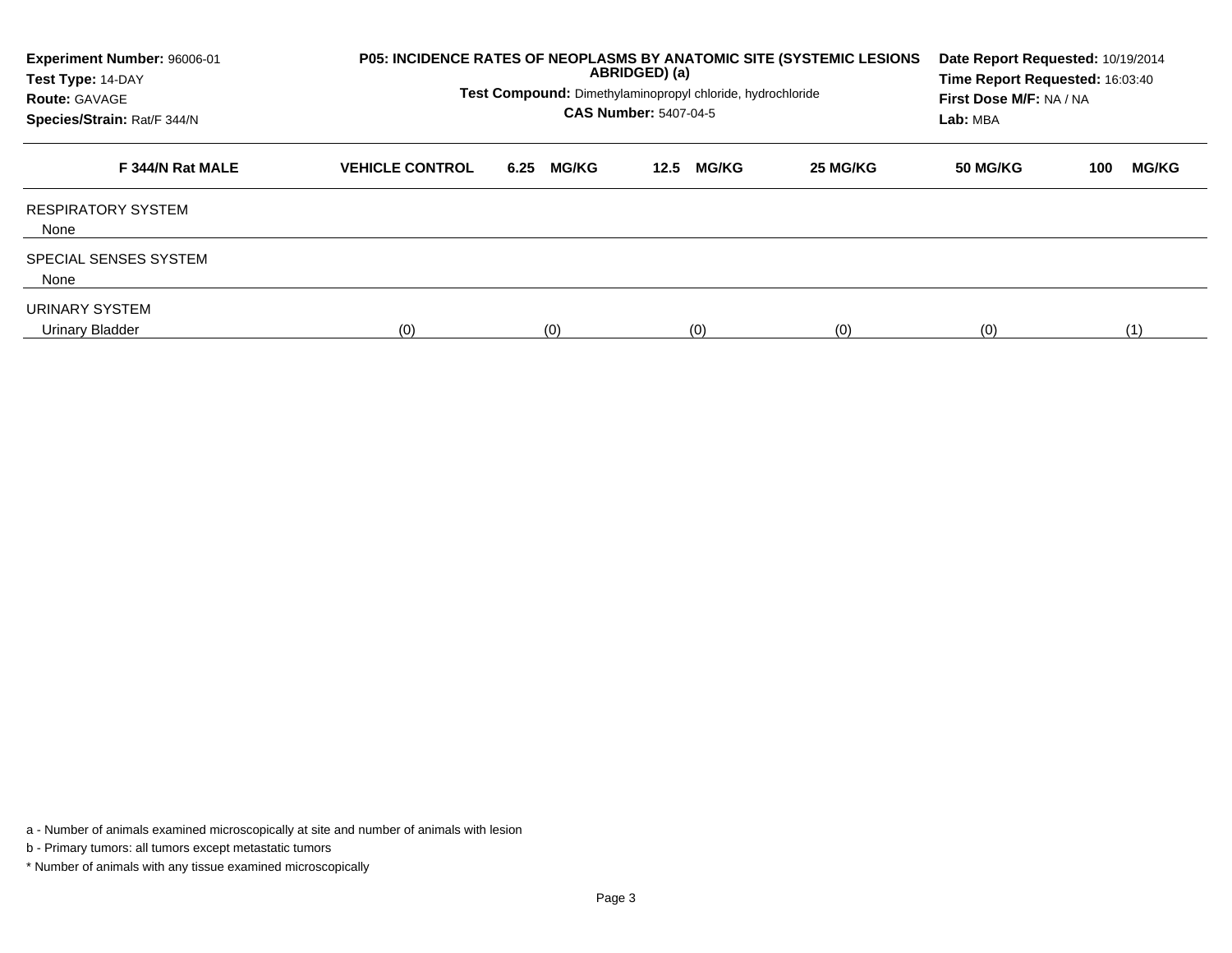**Experiment Number:** 96006-01
**Test Type:** 14-DAY
**Route:** GAVAGE
**Species/Strain:** Rat/F 344/N

**P05: INCIDENCE RATES OF NEOPLASMS BY ANATOMIC SITE (SYSTEMIC LESIONS ABRIDGED) (a)**

**Test Compound:** Dimethylaminopropyl chloride, hydrochloride
**CAS Number:** 5407-04-5

**Date Report Requested:** 10/19/2014
**Time Report Requested:** 16:03:40
**First Dose M/F:** NA / NA
**Lab:** MBA

| F 344/N Rat MALE | VEHICLE CONTROL | 6.25 MG/KG | 12.5 MG/KG | 25 MG/KG | 50 MG/KG | 100 MG/KG |
|---|---|---|---|---|---|---|
| RESPIRATORY SYSTEM | | | | | | |
| None | | | | | | |
| SPECIAL SENSES SYSTEM | | | | | | |
| None | | | | | | |
| URINARY SYSTEM | | | | | | |
| Urinary Bladder | (0) | (0) | (0) | (0) | (0) | (1) |

a - Number of animals examined microscopically at site and number of animals with lesion

b - Primary tumors: all tumors except metastatic tumors

* Number of animals with any tissue examined microscopically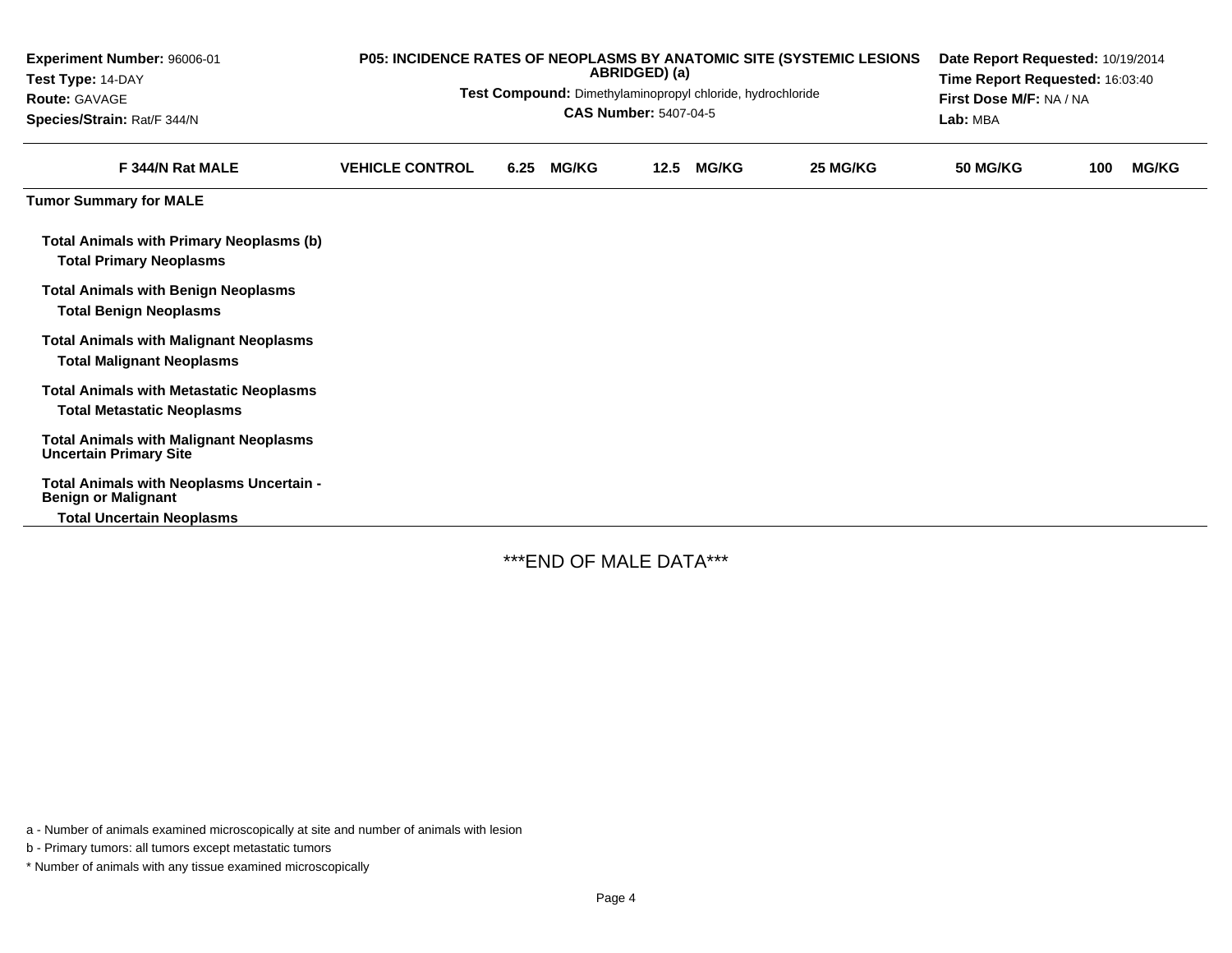**Experiment Number:** 96006-01
**Test Type:** 14-DAY
**Route:** GAVAGE
**Species/Strain:** Rat/F 344/N

**P05: INCIDENCE RATES OF NEOPLASMS BY ANATOMIC SITE (SYSTEMIC LESIONS ABRIDGED) (a)**

**Test Compound:** Dimethylaminopropyl chloride, hydrochloride
**CAS Number:** 5407-04-5

**Date Report Requested:** 10/19/2014
**Time Report Requested:** 16:03:40
**First Dose M/F:** NA / NA
**Lab:** MBA

| F 344/N Rat MALE | VEHICLE CONTROL | 6.25 MG/KG | 12.5 MG/KG | 25 MG/KG | 50 MG/KG | 100 MG/KG |
|---|---|---|---|---|---|---|
| **Tumor Summary for MALE** | | | | | | |
| **Total Animals with Primary Neoplasms (b)** | | | | | | |
| **Total Primary Neoplasms** | | | | | | |
| **Total Animals with Benign Neoplasms** | | | | | | |
| **Total Benign Neoplasms** | | | | | | |
| **Total Animals with Malignant Neoplasms** | | | | | | |
| **Total Malignant Neoplasms** | | | | | | |
| **Total Animals with Metastatic Neoplasms** | | | | | | |
| **Total Metastatic Neoplasms** | | | | | | |
| **Total Animals with Malignant Neoplasms Uncertain Primary Site** | | | | | | |
| **Total Animals with Neoplasms Uncertain - Benign or Malignant** | | | | | | |
| **Total Uncertain Neoplasms** | | | | | | |

***END OF MALE DATA***

a - Number of animals examined microscopically at site and number of animals with lesion

b - Primary tumors: all tumors except metastatic tumors

* Number of animals with any tissue examined microscopically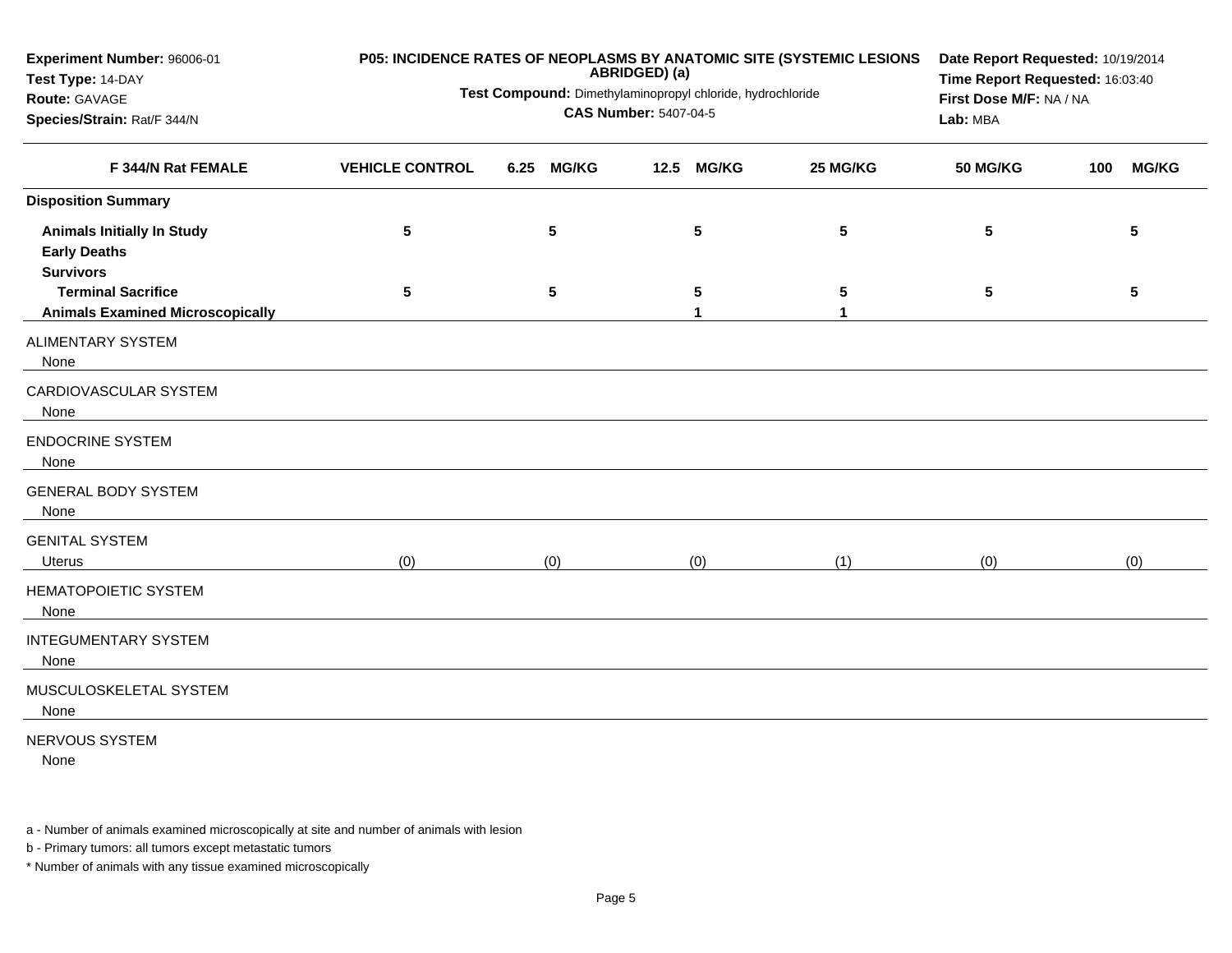**Experiment Number:** 96006-01
**Test Type:** 14-DAY
**Route:** GAVAGE
**Species/Strain:** Rat/F 344/N

**P05: INCIDENCE RATES OF NEOPLASMS BY ANATOMIC SITE (SYSTEMIC LESIONS ABRIDGED) (a)**
**Test Compound:** Dimethylaminopropyl chloride, hydrochloride
**CAS Number:** 5407-04-5

**Date Report Requested:** 10/19/2014
**Time Report Requested:** 16:03:40
**First Dose M/F:** NA / NA
**Lab:** MBA

| F 344/N Rat FEMALE | VEHICLE CONTROL | 6.25 MG/KG | 12.5 MG/KG | 25 MG/KG | 50 MG/KG | 100 MG/KG |
|---|---|---|---|---|---|---|
| **Disposition Summary** | | | | | | |
| **Animals Initially In Study** | 5 | 5 | 5 | 5 | 5 | 5 |
| **Early Deaths** | | | | | | |
| **Survivors** | | | | | | |
| **Terminal Sacrifice** | 5 | 5 | 5 | 5 | 5 | 5 |
| **Animals Examined Microscopically** | | | 1 | 1 | | |
| ALIMENTARY SYSTEM | | | | | | |
| None | | | | | | |
| CARDIOVASCULAR SYSTEM | | | | | | |
| None | | | | | | |
| ENDOCRINE SYSTEM | | | | | | |
| None | | | | | | |
| GENERAL BODY SYSTEM | | | | | | |
| None | | | | | | |
| GENITAL SYSTEM | | | | | | |
| Uterus | (0) | (0) | (0) | (1) | (0) | (0) |
| HEMATOPOIETIC SYSTEM | | | | | | |
| None | | | | | | |
| INTEGUMENTARY SYSTEM | | | | | | |
| None | | | | | | |
| MUSCULOSKELETAL SYSTEM | | | | | | |
| None | | | | | | |
| NERVOUS SYSTEM | | | | | | |
| None | | | | | | |

a - Number of animals examined microscopically at site and number of animals with lesion

b - Primary tumors: all tumors except metastatic tumors

\* Number of animals with any tissue examined microscopically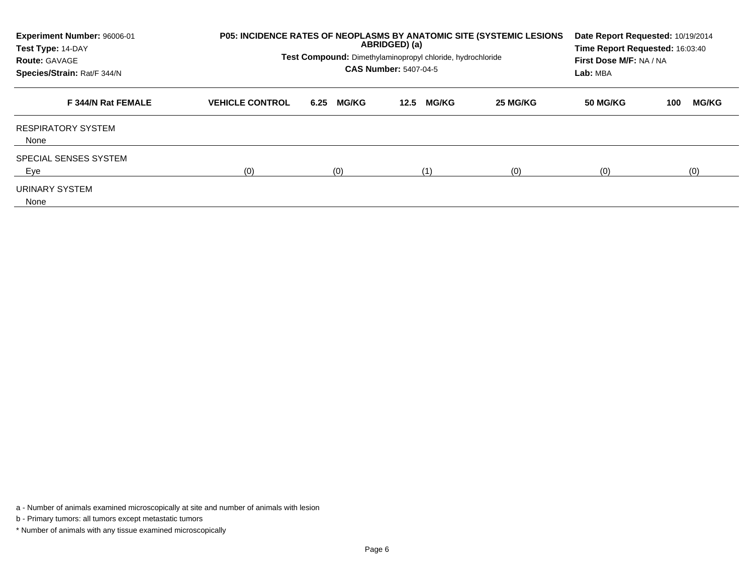**Experiment Number:** 96006-01
**Test Type:** 14-DAY
**Route:** GAVAGE
**Species/Strain:** Rat/F 344/N

**P05: INCIDENCE RATES OF NEOPLASMS BY ANATOMIC SITE (SYSTEMIC LESIONS ABRIDGED) (a)**

**Test Compound:** Dimethylaminopropyl chloride, hydrochloride
**CAS Number:** 5407-04-5

**Date Report Requested:** 10/19/2014
**Time Report Requested:** 16:03:40
**First Dose M/F:** NA / NA
**Lab:** MBA

| F 344/N Rat FEMALE | VEHICLE CONTROL | 6.25 MG/KG | 12.5 MG/KG | 25 MG/KG | 50 MG/KG | 100 MG/KG |
|---|---|---|---|---|---|---|
| RESPIRATORY SYSTEM | | | | | | |
| None | | | | | | |
| SPECIAL SENSES SYSTEM | | | | | | |
| Eye | (0) | (0) | (1) | (0) | (0) | (0) |
| URINARY SYSTEM | | | | | | |
| None | | | | | | |

a - Number of animals examined microscopically at site and number of animals with lesion

b - Primary tumors: all tumors except metastatic tumors

* Number of animals with any tissue examined microscopically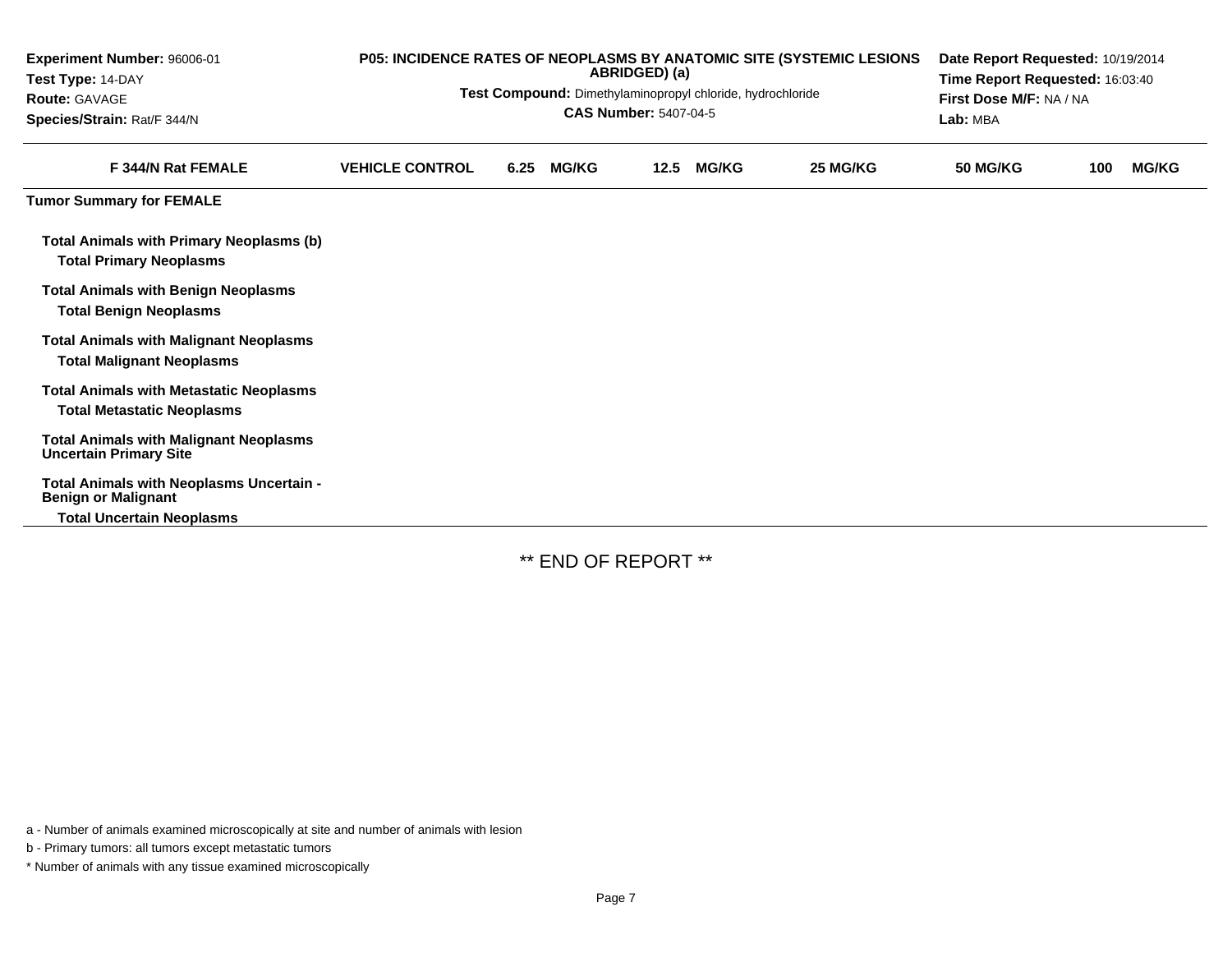**Experiment Number:** 96006-01
**Test Type:** 14-DAY
**Route:** GAVAGE
**Species/Strain:** Rat/F 344/N

**P05: INCIDENCE RATES OF NEOPLASMS BY ANATOMIC SITE (SYSTEMIC LESIONS ABRIDGED) (a)**

**Test Compound:** Dimethylaminopropyl chloride, hydrochloride
**CAS Number:** 5407-04-5

**Date Report Requested:** 10/19/2014
**Time Report Requested:** 16:03:40
**First Dose M/F:** NA / NA
**Lab:** MBA

| F 344/N Rat FEMALE | VEHICLE CONTROL | 6.25 MG/KG | 12.5 MG/KG | 25 MG/KG | 50 MG/KG | 100 MG/KG |
|---|---|---|---|---|---|---|
| **Tumor Summary for FEMALE** | | | | | | |
| **Total Animals with Primary Neoplasms (b)** | | | | | | |
| **Total Primary Neoplasms** | | | | | | |
| **Total Animals with Benign Neoplasms** | | | | | | |
| **Total Benign Neoplasms** | | | | | | |
| **Total Animals with Malignant Neoplasms** | | | | | | |
| **Total Malignant Neoplasms** | | | | | | |
| **Total Animals with Metastatic Neoplasms** | | | | | | |
| **Total Metastatic Neoplasms** | | | | | | |
| **Total Animals with Malignant Neoplasms Uncertain Primary Site** | | | | | | |
| **Total Animals with Neoplasms Uncertain - Benign or Malignant** | | | | | | |
| **Total Uncertain Neoplasms** | | | | | | |

** END OF REPORT **

a - Number of animals examined microscopically at site and number of animals with lesion

b - Primary tumors: all tumors except metastatic tumors

* Number of animals with any tissue examined microscopically